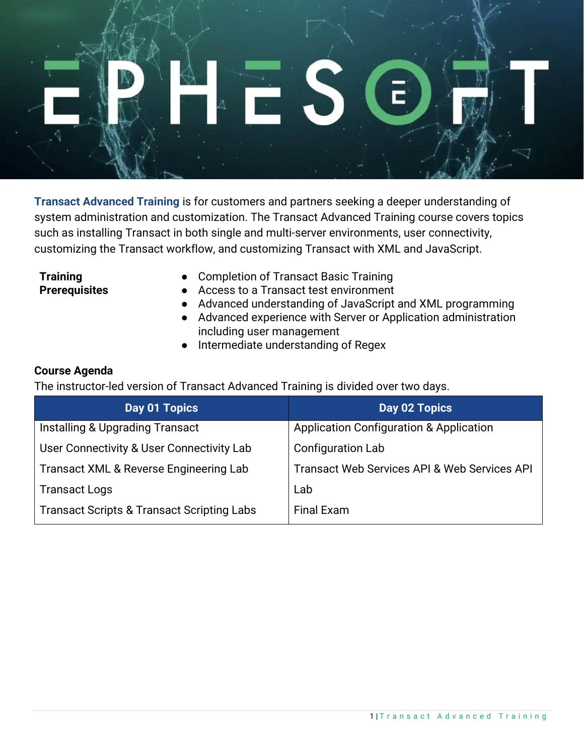# EPHESOFT

**Transact Advanced Training** is for customers and partners seeking a deeper understanding of system administration and customization. The Transact Advanced Training course covers topics such as installing Transact in both single and multi-server environments, user connectivity, customizing the Transact workflow, and customizing Transact with XML and JavaScript.

**Training Prerequisites**

- Completion of Transact Basic Training
- Access to a Transact test environment
- Advanced understanding of JavaScript and XML programming
- Advanced experience with Server or Application administration including user management
- Intermediate understanding of Regex

**Course Agenda**

The instructor-led version of Transact Advanced Training is divided over two days.

| Day 01 Topics | Day 02 Topics |
|---|---|
| Installing & Upgrading Transact | Application Configuration & Application Configuration Lab |
| User Connectivity & User Connectivity Lab | Transact Web Services API & Web Services API Lab |
| Transact XML & Reverse Engineering Lab | Final Exam |
| Transact Logs | |
| Transact Scripts & Transact Scripting Labs | |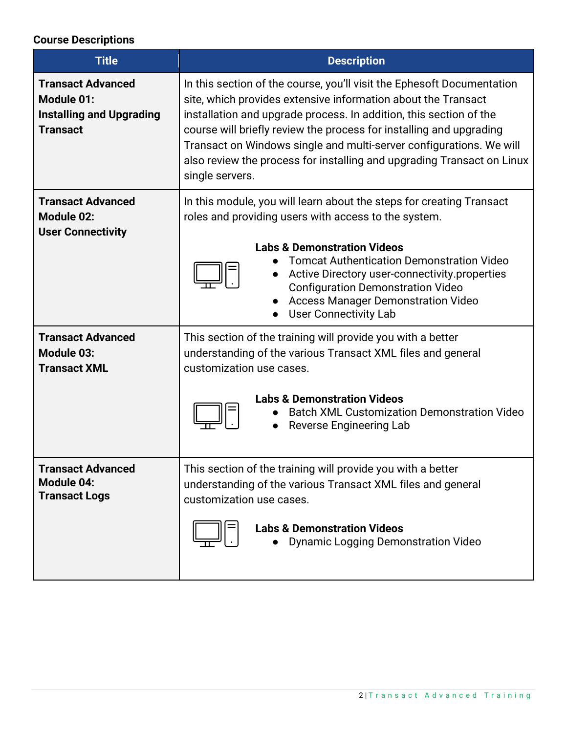**Course Descriptions**

| Title | Description |
| --- | --- |
| **Transact Advanced Module 01: Installing and Upgrading Transact** | In this section of the course, you'll visit the Ephesoft Documentation site, which provides extensive information about the Transact installation and upgrade process. In addition, this section of the course will briefly review the process for installing and upgrading Transact on Windows single and multi-server configurations. We will also review the process for installing and upgrading Transact on Linux single servers. |
| **Transact Advanced Module 02: User Connectivity** | In this module, you will learn about the steps for creating Transact roles and providing users with access to the system.<br><br>**Labs & Demonstration Videos**<br>● Tomcat Authentication Demonstration Video<br>● Active Directory user-connectivity.properties Configuration Demonstration Video<br>● Access Manager Demonstration Video<br>● User Connectivity Lab |
| **Transact Advanced Module 03: Transact XML** | This section of the training will provide you with a better understanding of the various Transact XML files and general customization use cases.<br><br>**Labs & Demonstration Videos**<br>● Batch XML Customization Demonstration Video<br>● Reverse Engineering Lab |
| **Transact Advanced Module 04: Transact Logs** | This section of the training will provide you with a better understanding of the various Transact XML files and general customization use cases.<br><br>**Labs & Demonstration Videos**<br>● Dynamic Logging Demonstration Video |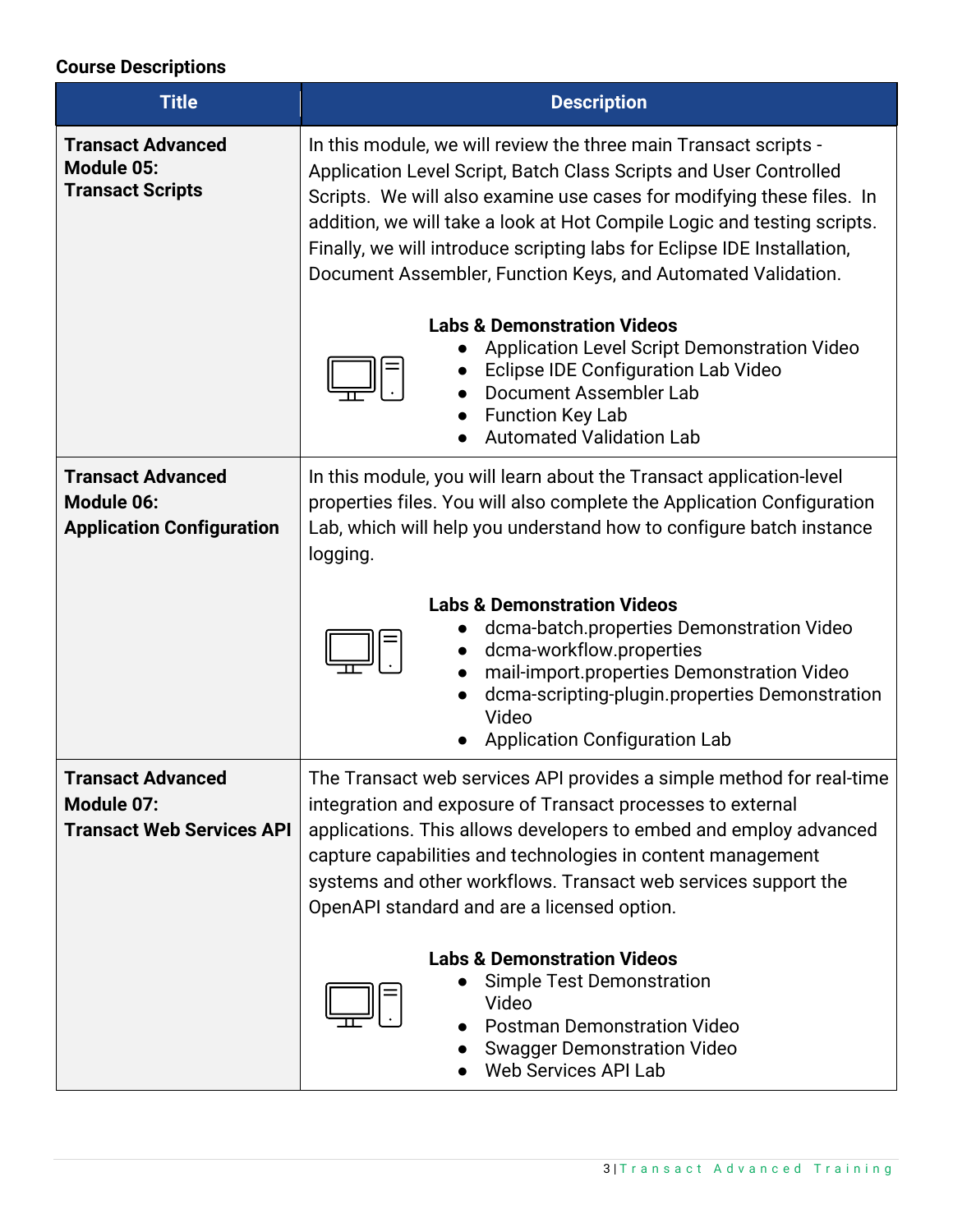**Course Descriptions**

| Title | Description |
|---|---|
| **Transact Advanced Module 05: Transact Scripts** | In this module, we will review the three main Transact scripts - Application Level Script, Batch Class Scripts and User Controlled Scripts. We will also examine use cases for modifying these files. In addition, we will take a look at Hot Compile Logic and testing scripts. Finally, we will introduce scripting labs for Eclipse IDE Installation, Document Assembler, Function Keys, and Automated Validation.<br><br>**Labs & Demonstration Videos**<br>● Application Level Script Demonstration Video<br>● Eclipse IDE Configuration Lab Video<br>● Document Assembler Lab<br>● Function Key Lab<br>● Automated Validation Lab |
| **Transact Advanced Module 06: Application Configuration** | In this module, you will learn about the Transact application-level properties files. You will also complete the Application Configuration Lab, which will help you understand how to configure batch instance logging.<br><br>**Labs & Demonstration Videos**<br>● dcma-batch.properties Demonstration Video<br>● dcma-workflow.properties<br>● mail-import.properties Demonstration Video<br>● dcma-scripting-plugin.properties Demonstration Video<br>● Application Configuration Lab |
| **Transact Advanced Module 07: Transact Web Services API** | The Transact web services API provides a simple method for real-time integration and exposure of Transact processes to external applications. This allows developers to embed and employ advanced capture capabilities and technologies in content management systems and other workflows. Transact web services support the OpenAPI standard and are a licensed option.<br><br>**Labs & Demonstration Videos**<br>● Simple Test Demonstration Video<br>● Postman Demonstration Video<br>● Swagger Demonstration Video<br>● Web Services API Lab |